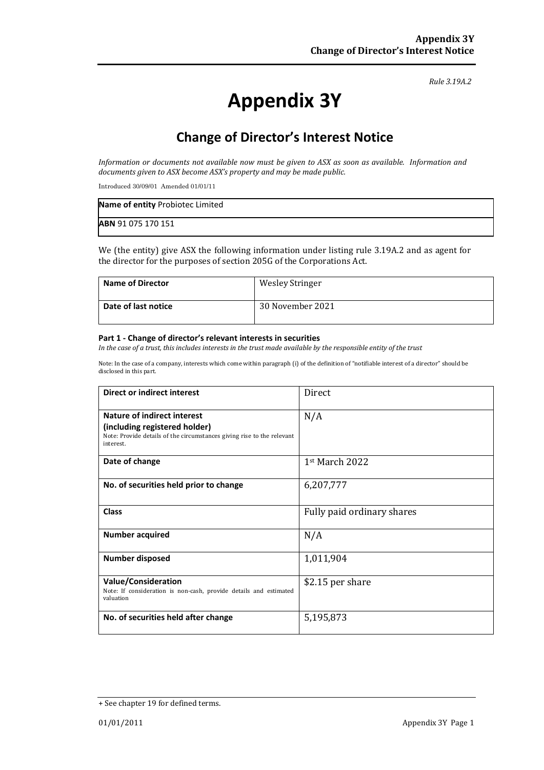*Rule 3.19A.2*

# Appendix 3Y

## Change of Director's Interest Notice

*Information or documents not available now must be given to ASX as soon as available. Information and documents given to ASX become ASX's property and may be made public.*

Introduced 30/09/01 Amended 01/01/11

| **Name of entity** Probiotec Limited |
|---|
| **ABN** 91 075 170 151 |

We (the entity) give ASX the following information under listing rule 3.19A.2 and as agent for the director for the purposes of section 205G of the Corporations Act.

| **Name of Director** | Wesley Stringer |
|---|---|
| **Date of last notice** | 30 November 2021 |

#### Part 1 - Change of director's relevant interests in securities

*In the case of a trust, this includes interests in the trust made available by the responsible entity of the trust*

Note: In the case of a company, interests which come within paragraph (i) of the definition of "notifiable interest of a director" should be disclosed in this part.

| **Direct or indirect interest** | Direct |
|---|---|
| **Nature of indirect interest (including registered holder)** Note: Provide details of the circumstances giving rise to the relevant interest. | N/A |
| **Date of change** | 1st March 2022 |
| **No. of securities held prior to change** | 6,207,777 |
| **Class** | Fully paid ordinary shares |
| **Number acquired** | N/A |
| **Number disposed** | 1,011,904 |
| **Value/Consideration** Note: If consideration is non-cash, provide details and estimated valuation | $2.15 per share |
| **No. of securities held after change** | 5,195,873 |

+ See chapter 19 for defined terms.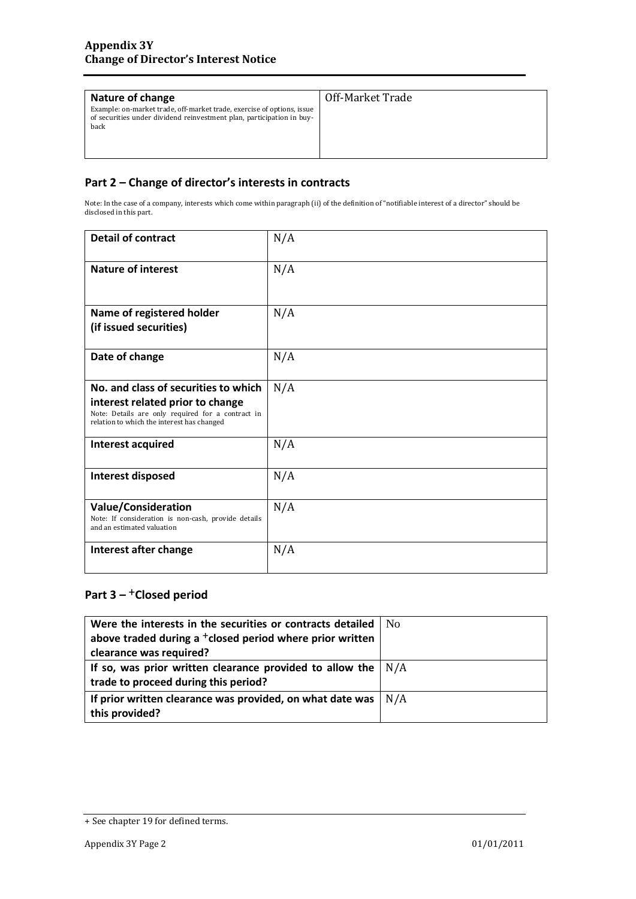| | |
|---|---|
| **Nature of change**<br>Example: on-market trade, off-market trade, exercise of options, issue of securities under dividend reinvestment plan, participation in buy-back | Off-Market Trade |

## Part 2 – Change of director's interests in contracts

Note: In the case of a company, interests which come within paragraph (ii) of the definition of "notifiable interest of a director" should be disclosed in this part.

| | |
|---|---|
| **Detail of contract** | N/A |
| **Nature of interest** | N/A |
| **Name of registered holder (if issued securities)** | N/A |
| **Date of change** | N/A |
| **No. and class of securities to which interest related prior to change**<br>Note: Details are only required for a contract in relation to which the interest has changed | N/A |
| **Interest acquired** | N/A |
| **Interest disposed** | N/A |
| **Value/Consideration**<br>Note: If consideration is non-cash, provide details and an estimated valuation | N/A |
| **Interest after change** | N/A |

## Part 3 – +Closed period

| | |
|---|---|
| **Were the interests in the securities or contracts detailed above traded during a +closed period where prior written clearance was required?** | No |
| **If so, was prior written clearance provided to allow the trade to proceed during this period?** | N/A |
| **If prior written clearance was provided, on what date was this provided?** | N/A |

+ See chapter 19 for defined terms.